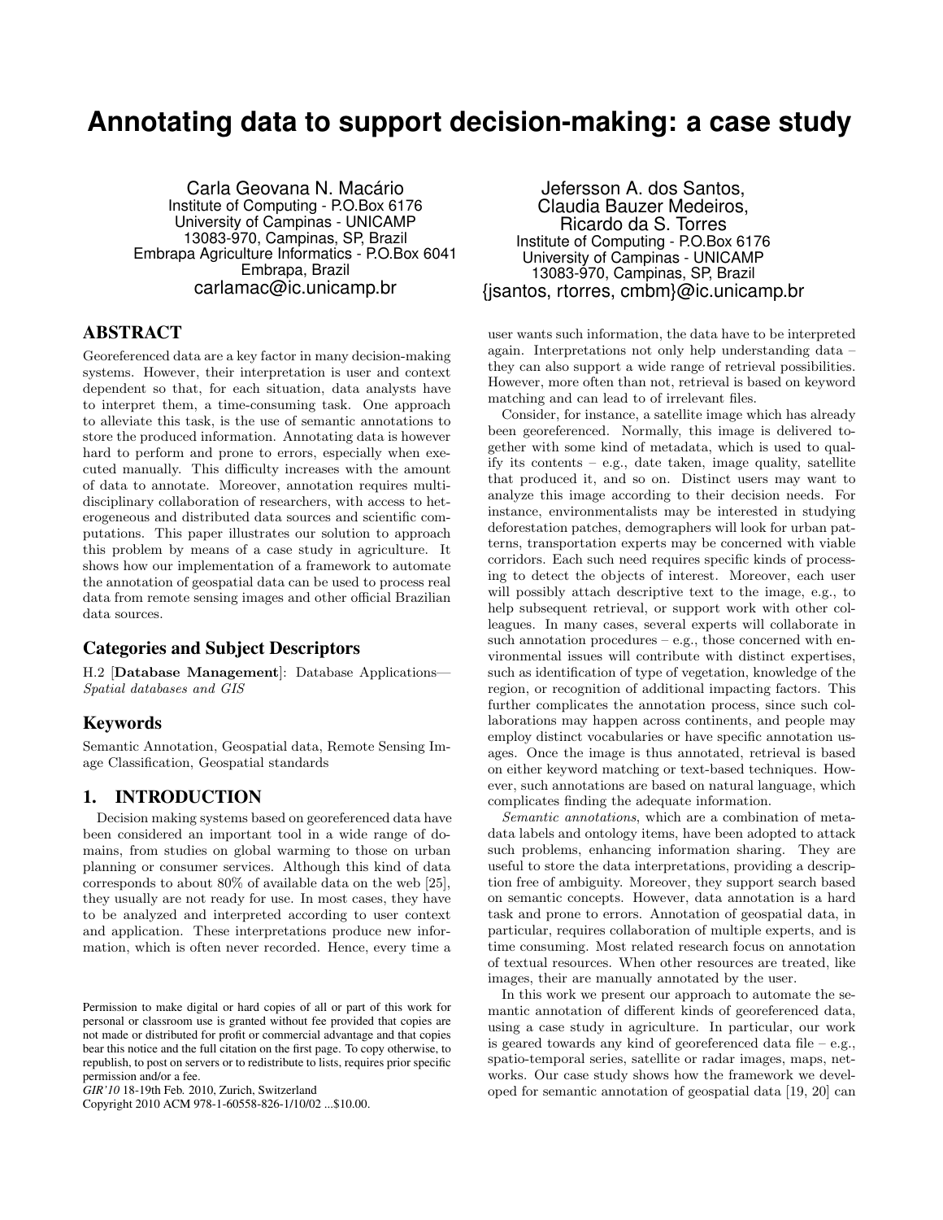# Annotating data to support decision-making: a case study

Carla Geovana N. Macário
Institute of Computing - P.O.Box 6176
University of Campinas - UNICAMP
13083-970, Campinas, SP, Brazil
Embrapa Agriculture Informatics - P.O.Box 6041
Embrapa, Brazil
carlamac@ic.unicamp.br

Jefersson A. dos Santos,
Claudia Bauzer Medeiros,
Ricardo da S. Torres
Institute of Computing - P.O.Box 6176
University of Campinas - UNICAMP
13083-970, Campinas, SP, Brazil
{jsantos, rtorres, cmbm}@ic.unicamp.br

## ABSTRACT

Georeferenced data are a key factor in many decision-making systems. However, their interpretation is user and context dependent so that, for each situation, data analysts have to interpret them, a time-consuming task. One approach to alleviate this task, is the use of semantic annotations to store the produced information. Annotating data is however hard to perform and prone to errors, especially when executed manually. This difficulty increases with the amount of data to annotate. Moreover, annotation requires multidisciplinary collaboration of researchers, with access to heterogeneous and distributed data sources and scientific computations. This paper illustrates our solution to approach this problem by means of a case study in agriculture. It shows how our implementation of a framework to automate the annotation of geospatial data can be used to process real data from remote sensing images and other official Brazilian data sources.

### Categories and Subject Descriptors

H.2 [**Database Management**]: Database Applications—*Spatial databases and GIS*

### Keywords

Semantic Annotation, Geospatial data, Remote Sensing Image Classification, Geospatial standards

## 1. INTRODUCTION

Decision making systems based on georeferenced data have been considered an important tool in a wide range of domains, from studies on global warming to those on urban planning or consumer services. Although this kind of data corresponds to about 80% of available data on the web [25], they usually are not ready for use. In most cases, they have to be analyzed and interpreted according to user context and application. These interpretations produce new information, which is often never recorded. Hence, every time a user wants such information, the data have to be interpreted again. Interpretations not only help understanding data – they can also support a wide range of retrieval possibilities. However, more often than not, retrieval is based on keyword matching and can lead to of irrelevant files.

Consider, for instance, a satellite image which has already been georeferenced. Normally, this image is delivered together with some kind of metadata, which is used to qualify its contents – e.g., date taken, image quality, satellite that produced it, and so on. Distinct users may want to analyze this image according to their decision needs. For instance, environmentalists may be interested in studying deforestation patches, demographers will look for urban patterns, transportation experts may be concerned with viable corridors. Each such need requires specific kinds of processing to detect the objects of interest. Moreover, each user will possibly attach descriptive text to the image, e.g., to help subsequent retrieval, or support work with other colleagues. In many cases, several experts will collaborate in such annotation procedures – e.g., those concerned with environmental issues will contribute with distinct expertises, such as identification of type of vegetation, knowledge of the region, or recognition of additional impacting factors. This further complicates the annotation process, since such collaborations may happen across continents, and people may employ distinct vocabularies or have specific annotation usages. Once the image is thus annotated, retrieval is based on either keyword matching or text-based techniques. However, such annotations are based on natural language, which complicates finding the adequate information.

*Semantic annotations*, which are a combination of metadata labels and ontology items, have been adopted to attack such problems, enhancing information sharing. They are useful to store the data interpretations, providing a description free of ambiguity. Moreover, they support search based on semantic concepts. However, data annotation is a hard task and prone to errors. Annotation of geospatial data, in particular, requires collaboration of multiple experts, and is time consuming. Most related research focus on annotation of textual resources. When other resources are treated, like images, their are manually annotated by the user.

In this work we present our approach to automate the semantic annotation of different kinds of georeferenced data, using a case study in agriculture. In particular, our work is geared towards any kind of georeferenced data file – e.g., spatio-temporal series, satellite or radar images, maps, networks. Our case study shows how the framework we developed for semantic annotation of geospatial data [19, 20] can

Permission to make digital or hard copies of all or part of this work for personal or classroom use is granted without fee provided that copies are not made or distributed for profit or commercial advantage and that copies bear this notice and the full citation on the first page. To copy otherwise, to republish, to post on servers or to redistribute to lists, requires prior specific permission and/or a fee.
*GIR'10* 18-19th Feb. 2010, Zurich, Switzerland
Copyright 2010 ACM 978-1-60558-826-1/10/02 ...$10.00.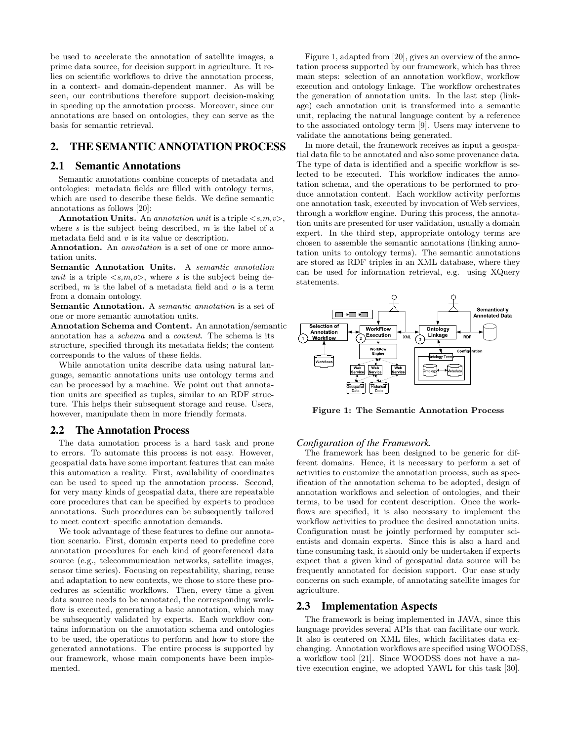be used to accelerate the annotation of satellite images, a prime data source, for decision support in agriculture. It relies on scientific workflows to drive the annotation process, in a context- and domain-dependent manner. As will be seen, our contributions therefore support decision-making in speeding up the annotation process. Moreover, since our annotations are based on ontologies, they can serve as the basis for semantic retrieval.

## 2. THE SEMANTIC ANNOTATION PROCESS

### 2.1 Semantic Annotations

Semantic annotations combine concepts of metadata and ontologies: metadata fields are filled with ontology terms, which are used to describe these fields. We define semantic annotations as follows [20]:

**Annotation Units.** An *annotation unit* is a triple $<s,m,v>$, where $s$ is the subject being described, $m$ is the label of a metadata field and $v$ is its value or description.

**Annotation.** An *annotation* is a set of one or more annotation units.

**Semantic Annotation Units.** A *semantic annotation unit* is a triple $<s,m,o>$, where $s$ is the subject being described, $m$ is the label of a metadata field and $o$ is a term from a domain ontology.

**Semantic Annotation.** A *semantic annotation* is a set of one or more semantic annotation units.

**Annotation Schema and Content.** An annotation/semantic annotation has a *schema* and a *content*. The schema is its structure, specified through its metadata fields; the content corresponds to the values of these fields.

While annotation units describe data using natural language, semantic annotations units use ontology terms and can be processed by a machine. We point out that annotation units are specified as tuples, similar to an RDF structure. This helps their subsequent storage and reuse. Users, however, manipulate them in more friendly formats.

### 2.2 The Annotation Process

The data annotation process is a hard task and prone to errors. To automate this process is not easy. However, geospatial data have some important features that can make this automation a reality. First, availability of coordinates can be used to speed up the annotation process. Second, for very many kinds of geospatial data, there are repeatable core procedures that can be specified by experts to produce annotations. Such procedures can be subsequently tailored to meet context–specific annotation demands.

We took advantage of these features to define our annotation scenario. First, domain experts need to predefine core annotation procedures for each kind of georeferenced data source (e.g., telecommunication networks, satellite images, sensor time series). Focusing on repeatability, sharing, reuse and adaptation to new contexts, we chose to store these procedures as scientific workflows. Then, every time a given data source needs to be annotated, the corresponding workflow is executed, generating a basic annotation, which may be subsequently validated by experts. Each workflow contains information on the annotation schema and ontologies to be used, the operations to perform and how to store the generated annotations. The entire process is supported by our framework, whose main components have been implemented.

Figure 1, adapted from [20], gives an overview of the annotation process supported by our framework, which has three main steps: selection of an annotation workflow, workflow execution and ontology linkage. The workflow orchestrates the generation of annotation units. In the last step (linkage) each annotation unit is transformed into a semantic unit, replacing the natural language content by a reference to the associated ontology term [9]. Users may intervene to validate the annotations being generated.

In more detail, the framework receives as input a geospatial data file to be annotated and also some provenance data. The type of data is identified and a specific workflow is selected to be executed. This workflow indicates the annotation schema, and the operations to be performed to produce annotation content. Each workflow activity performs one annotation task, executed by invocation of Web services, through a workflow engine. During this process, the annotation units are presented for user validation, usually a domain expert. In the third step, appropriate ontology terms are chosen to assemble the semantic annotations (linking annotation units to ontology terms). The semantic annotations are stored as RDF triples in an XML database, where they can be used for information retrieval, e.g. using XQuery statements.

**Figure 1: The Semantic Annotation Process**

#### *Configuration of the Framework.*

The framework has been designed to be generic for different domains. Hence, it is necessary to perform a set of activities to customize the annotation process, such as specification of the annotation schema to be adopted, design of annotation workflows and selection of ontologies, and their terms, to be used for content description. Once the workflows are specified, it is also necessary to implement the workflow activities to produce the desired annotation units. Configuration must be jointly performed by computer scientists and domain experts. Since this is also a hard and time consuming task, it should only be undertaken if experts expect that a given kind of geospatial data source will be frequently annotated for decision support. Our case study concerns on such example, of annotating satellite images for agriculture.

### 2.3 Implementation Aspects

The framework is being implemented in JAVA, since this language provides several APIs that can facilitate our work. It also is centered on XML files, which facilitates data exchanging. Annotation workflows are specified using WOODSS, a workflow tool [21]. Since WOODSS does not have a native execution engine, we adopted YAWL for this task [30].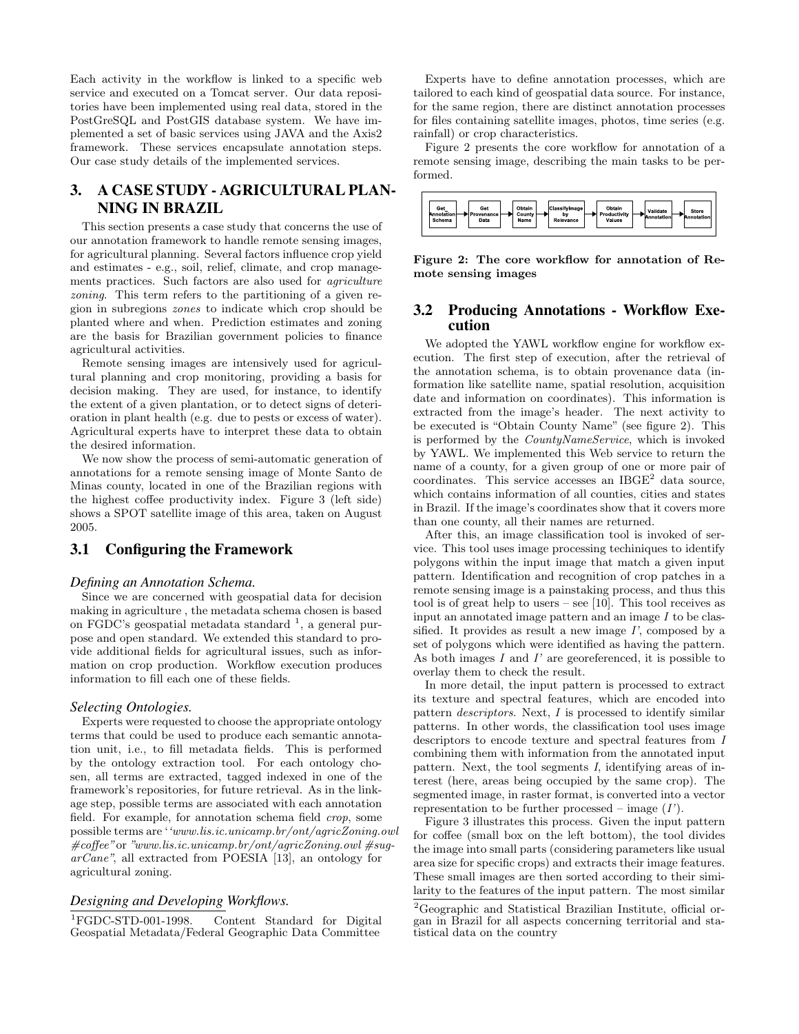Each activity in the workflow is linked to a specific web service and executed on a Tomcat server. Our data repositories have been implemented using real data, stored in the PostGreSQL and PostGIS database system. We have implemented a set of basic services using JAVA and the Axis2 framework. These services encapsulate annotation steps. Our case study details of the implemented services.

## 3. A CASE STUDY - AGRICULTURAL PLANNING IN BRAZIL

This section presents a case study that concerns the use of our annotation framework to handle remote sensing images, for agricultural planning. Several factors influence crop yield and estimates - e.g., soil, relief, climate, and crop managements practices. Such factors are also used for *agriculture zoning*. This term refers to the partitioning of a given region in subregions *zones* to indicate which crop should be planted where and when. Prediction estimates and zoning are the basis for Brazilian government policies to finance agricultural activities.

Remote sensing images are intensively used for agricultural planning and crop monitoring, providing a basis for decision making. They are used, for instance, to identify the extent of a given plantation, or to detect signs of deterioration in plant health (e.g. due to pests or excess of water). Agricultural experts have to interpret these data to obtain the desired information.

We now show the process of semi-automatic generation of annotations for a remote sensing image of Monte Santo de Minas county, located in one of the Brazilian regions with the highest coffee productivity index. Figure 3 (left side) shows a SPOT satellite image of this area, taken on August 2005.

### 3.1 Configuring the Framework

#### *Defining an Annotation Schema.*

Since we are concerned with geospatial data for decision making in agriculture , the metadata schema chosen is based on FGDC's geospatial metadata standard [1], a general purpose and open standard. We extended this standard to provide additional fields for agricultural issues, such as information on crop production. Workflow execution produces information to fill each one of these fields.

#### *Selecting Ontologies.*

Experts were requested to choose the appropriate ontology terms that could be used to produce each semantic annotation unit, i.e., to fill metadata fields. This is performed by the ontology extraction tool. For each ontology chosen, all terms are extracted, tagged indexed in one of the framework's repositories, for future retrieval. As in the linkage step, possible terms are associated with each annotation field. For example, for annotation schema field *crop*, some possible terms are *''www.lis.ic.unicamp.br/ont/agricZoning.owl #coffee"* or *"www.lis.ic.unicamp.br/ont/agricZoning.owl #sugarCane"*, all extracted from POESIA [13], an ontology for agricultural zoning.

#### *Designing and Developing Workflows.*

Experts have to define annotation processes, which are tailored to each kind of geospatial data source. For instance, for the same region, there are distinct annotation processes for files containing satellite images, photos, time series (e.g. rainfall) or crop characteristics.

Figure 2 presents the core workflow for annotation of a remote sensing image, describing the main tasks to be performed.

Get_Annotation Schema → Get Provenance Data → Obtain County Name → ClassifyImage by Relevance → Obtain Productivity Values → Validate Annotation → Store Annotation

**Figure 2: The core workflow for annotation of Remote sensing images**

### 3.2 Producing Annotations - Workflow Execution

We adopted the YAWL workflow engine for workflow execution. The first step of execution, after the retrieval of the annotation schema, is to obtain provenance data (information like satellite name, spatial resolution, acquisition date and information on coordinates). This information is extracted from the image's header. The next activity to be executed is "Obtain County Name" (see figure 2). This is performed by the *CountyNameService*, which is invoked by YAWL. We implemented this Web service to return the name of a county, for a given group of one or more pair of coordinates. This service accesses an IBGE[2] data source, which contains information of all counties, cities and states in Brazil. If the image's coordinates show that it covers more than one county, all their names are returned.

After this, an image classification tool is invoked of service. This tool uses image processing techiniques to identify polygons within the input image that match a given input pattern. Identification and recognition of crop patches in a remote sensing image is a painstaking process, and thus this tool is of great help to users – see [10]. This tool receives as input an annotated image pattern and an image $I$ to be classified. It provides as result a new image $I'$, composed by a set of polygons which were identified as having the pattern. As both images $I$ and $I'$ are georeferenced, it is possible to overlay them to check the result.

In more detail, the input pattern is processed to extract its texture and spectral features, which are encoded into pattern *descriptors*. Next, $I$ is processed to identify similar patterns. In other words, the classification tool uses image descriptors to encode texture and spectral features from $I$ combining them with information from the annotated input pattern. Next, the tool segments $I$, identifying areas of interest (here, areas being occupied by the same crop). The segmented image, in raster format, is converted into a vector representation to be further processed – image ($I'$).

Figure 3 illustrates this process. Given the input pattern for coffee (small box on the left bottom), the tool divides the image into small parts (considering parameters like usual area size for specific crops) and extracts their image features. These small images are then sorted according to their similarity to the features of the input pattern. The most similar

[1] FGDC-STD-001-1998. Content Standard for Digital Geospatial Metadata/Federal Geographic Data Committee

[2] Geographic and Statistical Brazilian Institute, official organ in Brazil for all aspects concerning territorial and statistical data on the country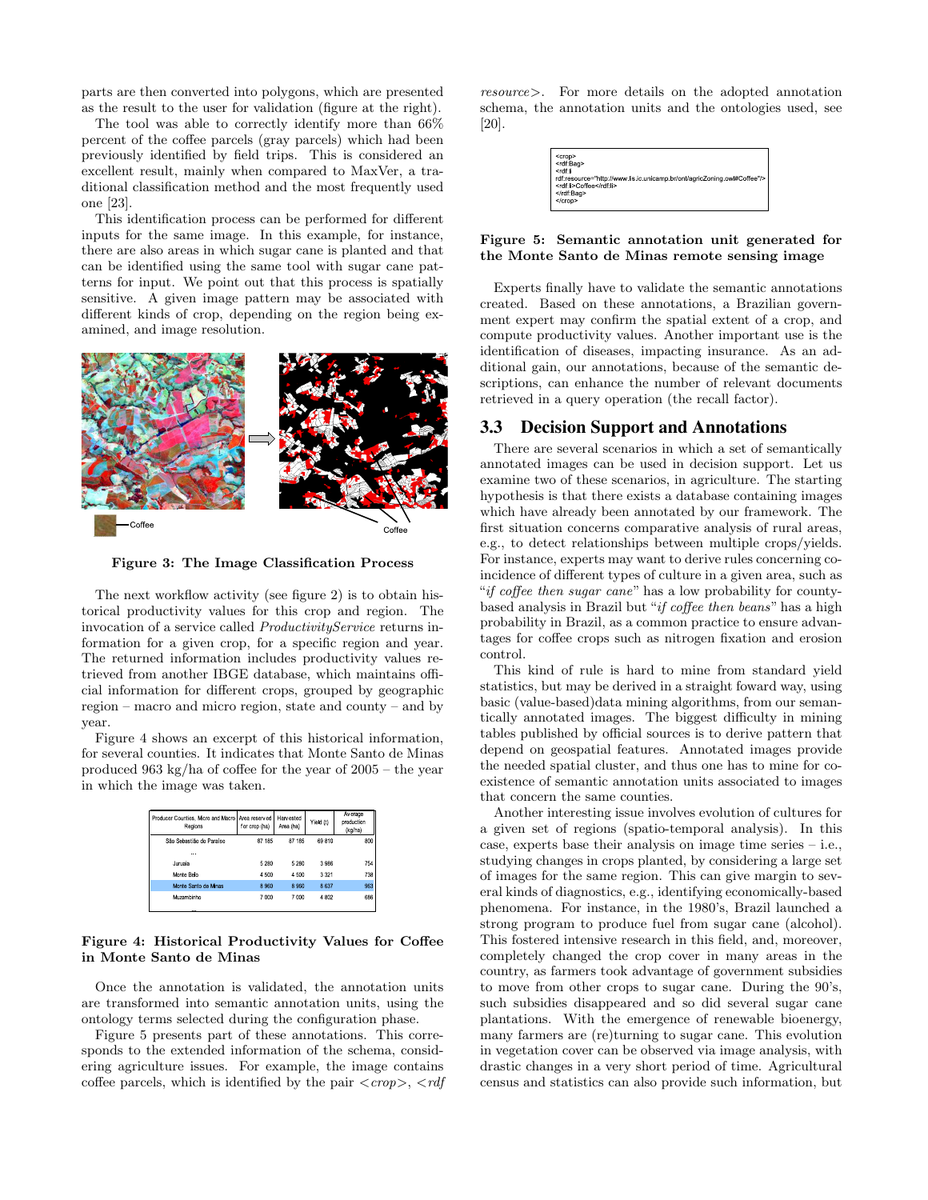parts are then converted into polygons, which are presented as the result to the user for validation (figure at the right).

The tool was able to correctly identify more than 66% percent of the coffee parcels (gray parcels) which had been previously identified by field trips. This is considered an excellent result, mainly when compared to MaxVer, a traditional classification method and the most frequently used one [23].

This identification process can be performed for different inputs for the same image. In this example, for instance, there are also areas in which sugar cane is planted and that can be identified using the same tool with sugar cane patterns for input. We point out that this process is spatially sensitive. A given image pattern may be associated with different kinds of crop, depending on the region being examined, and image resolution.

**Figure 3: The Image Classification Process**

The next workflow activity (see figure 2) is to obtain historical productivity values for this crop and region. The invocation of a service called *ProductivityService* returns information for a given crop, for a specific region and year. The returned information includes productivity values retrieved from another IBGE database, which maintains official information for different crops, grouped by geographic region – macro and micro region, state and county – and by year.

Figure 4 shows an excerpt of this historical information, for several counties. It indicates that Monte Santo de Minas produced 963 kg/ha of coffee for the year of 2005 – the year in which the image was taken.

| Producer Counties, Micro and Macro Regions | Area reserved for crop (ha) | Harvested Area (ha) | Yield (t) | Average production (kg/ha) |
|---|---|---|---|---|
| São Sebastião do Paraíso | 87 185 | 87 185 | 69 810 | 800 |
| ... | | | | |
| Juruaia | 5 280 | 5 280 | 3 986 | 754 |
| Monte Belo | 4 500 | 4 500 | 3 321 | 738 |
| Monte Santo de Minas | 8 960 | 8 960 | 8 637 | 963 |
| Muzambinho | 7 000 | 7 000 | 4 802 | 686 |
| ... | | | | |

**Figure 4: Historical Productivity Values for Coffee in Monte Santo de Minas**

Once the annotation is validated, the annotation units are transformed into semantic annotation units, using the ontology terms selected during the configuration phase.

Figure 5 presents part of these annotations. This corresponds to the extended information of the schema, considering agriculture issues. For example, the image contains coffee parcels, which is identified by the pair *<crop>*, *<rdf resource>*. For more details on the adopted annotation schema, the annotation units and the ontologies used, see [20].

```
<crop>
<rdf:Bag>
<rdf:li
rdf:resource="http://www.lis.ic.unicamp.br/ont/agricZoning.owl#Coffee"/>
<rdf:li>Coffee</rdf:li>
</rdf:Bag>
</crop>
```

**Figure 5: Semantic annotation unit generated for the Monte Santo de Minas remote sensing image**

Experts finally have to validate the semantic annotations created. Based on these annotations, a Brazilian government expert may confirm the spatial extent of a crop, and compute productivity values. Another important use is the identification of diseases, impacting insurance. As an additional gain, our annotations, because of the semantic descriptions, can enhance the number of relevant documents retrieved in a query operation (the recall factor).

## 3.3 Decision Support and Annotations

There are several scenarios in which a set of semantically annotated images can be used in decision support. Let us examine two of these scenarios, in agriculture. The starting hypothesis is that there exists a database containing images which have already been annotated by our framework. The first situation concerns comparative analysis of rural areas, e.g., to detect relationships between multiple crops/yields. For instance, experts may want to derive rules concerning coincidence of different types of culture in a given area, such as "*if coffee then sugar cane*" has a low probability for county-based analysis in Brazil but "*if coffee then beans*" has a high probability in Brazil, as a common practice to ensure advantages for coffee crops such as nitrogen fixation and erosion control.

This kind of rule is hard to mine from standard yield statistics, but may be derived in a straight foward way, using basic (value-based)data mining algorithms, from our semantically annotated images. The biggest difficulty in mining tables published by official sources is to derive pattern that depend on geospatial features. Annotated images provide the needed spatial cluster, and thus one has to mine for coexistence of semantic annotation units associated to images that concern the same counties.

Another interesting issue involves evolution of cultures for a given set of regions (spatio-temporal analysis). In this case, experts base their analysis on image time series – i.e., studying changes in crops planted, by considering a large set of images for the same region. This can give margin to several kinds of diagnostics, e.g., identifying economically-based phenomena. For instance, in the 1980's, Brazil launched a strong program to produce fuel from sugar cane (alcohol). This fostered intensive research in this field, and, moreover, completely changed the crop cover in many areas in the country, as farmers took advantage of government subsidies to move from other crops to sugar cane. During the 90's, such subsidies disappeared and so did several sugar cane plantations. With the emergence of renewable bioenergy, many farmers are (re)turning to sugar cane. This evolution in vegetation cover can be observed via image analysis, with drastic changes in a very short period of time. Agricultural census and statistics can also provide such information, but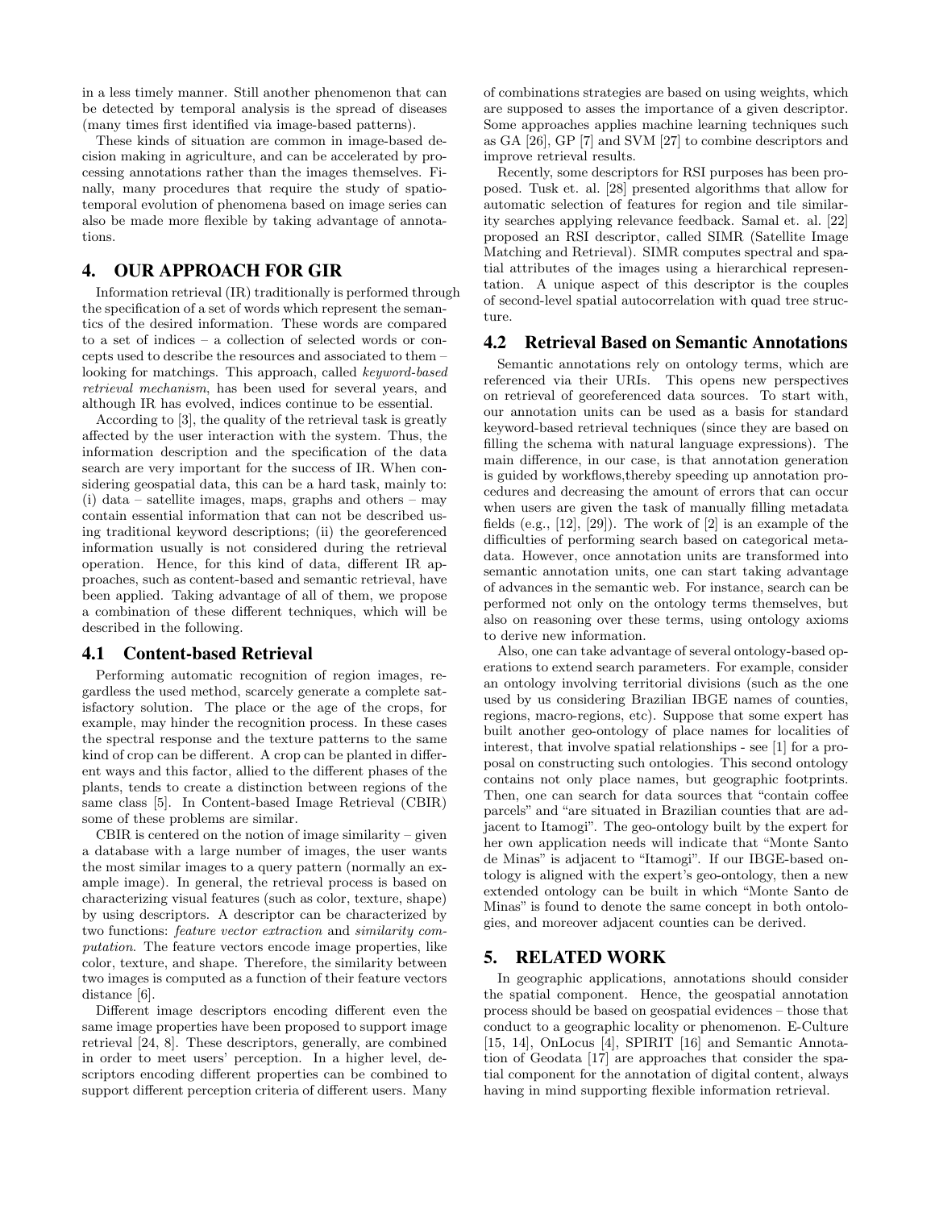in a less timely manner. Still another phenomenon that can be detected by temporal analysis is the spread of diseases (many times first identified via image-based patterns).

These kinds of situation are common in image-based decision making in agriculture, and can be accelerated by processing annotations rather than the images themselves. Finally, many procedures that require the study of spatio-temporal evolution of phenomena based on image series can also be made more flexible by taking advantage of annotations.

## 4. OUR APPROACH FOR GIR

Information retrieval (IR) traditionally is performed through the specification of a set of words which represent the semantics of the desired information. These words are compared to a set of indices – a collection of selected words or concepts used to describe the resources and associated to them – looking for matchings. This approach, called *keyword-based retrieval mechanism*, has been used for several years, and although IR has evolved, indices continue to be essential.

According to [3], the quality of the retrieval task is greatly affected by the user interaction with the system. Thus, the information description and the specification of the data search are very important for the success of IR. When considering geospatial data, this can be a hard task, mainly to: (i) data – satellite images, maps, graphs and others – may contain essential information that can not be described using traditional keyword descriptions; (ii) the georeferenced information usually is not considered during the retrieval operation. Hence, for this kind of data, different IR approaches, such as content-based and semantic retrieval, have been applied. Taking advantage of all of them, we propose a combination of these different techniques, which will be described in the following.

### 4.1 Content-based Retrieval

Performing automatic recognition of region images, regardless the used method, scarcely generate a complete satisfactory solution. The place or the age of the crops, for example, may hinder the recognition process. In these cases the spectral response and the texture patterns to the same kind of crop can be different. A crop can be planted in different ways and this factor, allied to the different phases of the plants, tends to create a distinction between regions of the same class [5]. In Content-based Image Retrieval (CBIR) some of these problems are similar.

CBIR is centered on the notion of image similarity – given a database with a large number of images, the user wants the most similar images to a query pattern (normally an example image). In general, the retrieval process is based on characterizing visual features (such as color, texture, shape) by using descriptors. A descriptor can be characterized by two functions: *feature vector extraction* and *similarity computation*. The feature vectors encode image properties, like color, texture, and shape. Therefore, the similarity between two images is computed as a function of their feature vectors distance [6].

Different image descriptors encoding different even the same image properties have been proposed to support image retrieval [24, 8]. These descriptors, generally, are combined in order to meet users' perception. In a higher level, descriptors encoding different properties can be combined to support different perception criteria of different users. Many of combinations strategies are based on using weights, which are supposed to asses the importance of a given descriptor. Some approaches applies machine learning techniques such as GA [26], GP [7] and SVM [27] to combine descriptors and improve retrieval results.

Recently, some descriptors for RSI purposes has been proposed. Tusk et. al. [28] presented algorithms that allow for automatic selection of features for region and tile similarity searches applying relevance feedback. Samal et. al. [22] proposed an RSI descriptor, called SIMR (Satellite Image Matching and Retrieval). SIMR computes spectral and spatial attributes of the images using a hierarchical representation. A unique aspect of this descriptor is the couples of second-level spatial autocorrelation with quad tree structure.

### 4.2 Retrieval Based on Semantic Annotations

Semantic annotations rely on ontology terms, which are referenced via their URIs. This opens new perspectives on retrieval of georeferenced data sources. To start with, our annotation units can be used as a basis for standard keyword-based retrieval techniques (since they are based on filling the schema with natural language expressions). The main difference, in our case, is that annotation generation is guided by workflows,thereby speeding up annotation procedures and decreasing the amount of errors that can occur when users are given the task of manually filling metadata fields (e.g., [12], [29]). The work of [2] is an example of the difficulties of performing search based on categorical metadata. However, once annotation units are transformed into semantic annotation units, one can start taking advantage of advances in the semantic web. For instance, search can be performed not only on the ontology terms themselves, but also on reasoning over these terms, using ontology axioms to derive new information.

Also, one can take advantage of several ontology-based operations to extend search parameters. For example, consider an ontology involving territorial divisions (such as the one used by us considering Brazilian IBGE names of counties, regions, macro-regions, etc). Suppose that some expert has built another geo-ontology of place names for localities of interest, that involve spatial relationships - see [1] for a proposal on constructing such ontologies. This second ontology contains not only place names, but geographic footprints. Then, one can search for data sources that "contain coffee parcels" and "are situated in Brazilian counties that are adjacent to Itamogi". The geo-ontology built by the expert for her own application needs will indicate that "Monte Santo de Minas" is adjacent to "Itamogi". If our IBGE-based ontology is aligned with the expert's geo-ontology, then a new extended ontology can be built in which "Monte Santo de Minas" is found to denote the same concept in both ontologies, and moreover adjacent counties can be derived.

## 5. RELATED WORK

In geographic applications, annotations should consider the spatial component. Hence, the geospatial annotation process should be based on geospatial evidences – those that conduct to a geographic locality or phenomenon. E-Culture [15, 14], OnLocus [4], SPIRIT [16] and Semantic Annotation of Geodata [17] are approaches that consider the spatial component for the annotation of digital content, always having in mind supporting flexible information retrieval.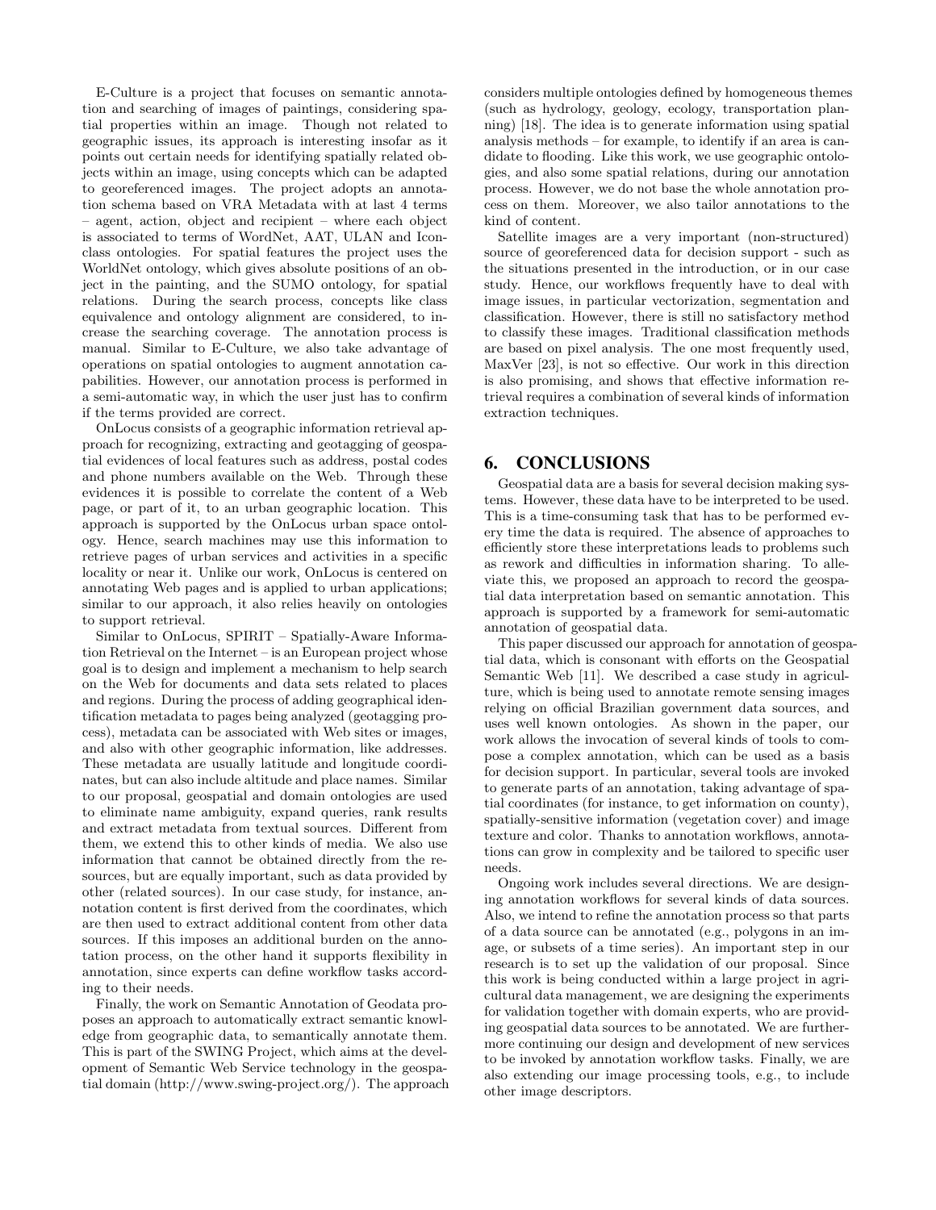E-Culture is a project that focuses on semantic annotation and searching of images of paintings, considering spatial properties within an image. Though not related to geographic issues, its approach is interesting insofar as it points out certain needs for identifying spatially related objects within an image, using concepts which can be adapted to georeferenced images. The project adopts an annotation schema based on VRA Metadata with at last 4 terms – agent, action, object and recipient – where each object is associated to terms of WordNet, AAT, ULAN and Iconclass ontologies. For spatial features the project uses the WorldNet ontology, which gives absolute positions of an object in the painting, and the SUMO ontology, for spatial relations. During the search process, concepts like class equivalence and ontology alignment are considered, to increase the searching coverage. The annotation process is manual. Similar to E-Culture, we also take advantage of operations on spatial ontologies to augment annotation capabilities. However, our annotation process is performed in a semi-automatic way, in which the user just has to confirm if the terms provided are correct.

OnLocus consists of a geographic information retrieval approach for recognizing, extracting and geotagging of geospatial evidences of local features such as address, postal codes and phone numbers available on the Web. Through these evidences it is possible to correlate the content of a Web page, or part of it, to an urban geographic location. This approach is supported by the OnLocus urban space ontology. Hence, search machines may use this information to retrieve pages of urban services and activities in a specific locality or near it. Unlike our work, OnLocus is centered on annotating Web pages and is applied to urban applications; similar to our approach, it also relies heavily on ontologies to support retrieval.

Similar to OnLocus, SPIRIT – Spatially-Aware Information Retrieval on the Internet – is an European project whose goal is to design and implement a mechanism to help search on the Web for documents and data sets related to places and regions. During the process of adding geographical identification metadata to pages being analyzed (geotagging process), metadata can be associated with Web sites or images, and also with other geographic information, like addresses. These metadata are usually latitude and longitude coordinates, but can also include altitude and place names. Similar to our proposal, geospatial and domain ontologies are used to eliminate name ambiguity, expand queries, rank results and extract metadata from textual sources. Different from them, we extend this to other kinds of media. We also use information that cannot be obtained directly from the resources, but are equally important, such as data provided by other (related sources). In our case study, for instance, annotation content is first derived from the coordinates, which are then used to extract additional content from other data sources. If this imposes an additional burden on the annotation process, on the other hand it supports flexibility in annotation, since experts can define workflow tasks according to their needs.

Finally, the work on Semantic Annotation of Geodata proposes an approach to automatically extract semantic knowledge from geographic data, to semantically annotate them. This is part of the SWING Project, which aims at the development of Semantic Web Service technology in the geospatial domain (http://www.swing-project.org/). The approach considers multiple ontologies defined by homogeneous themes (such as hydrology, geology, ecology, transportation planning) [18]. The idea is to generate information using spatial analysis methods – for example, to identify if an area is candidate to flooding. Like this work, we use geographic ontologies, and also some spatial relations, during our annotation process. However, we do not base the whole annotation process on them. Moreover, we also tailor annotations to the kind of content.

Satellite images are a very important (non-structured) source of georeferenced data for decision support - such as the situations presented in the introduction, or in our case study. Hence, our workflows frequently have to deal with image issues, in particular vectorization, segmentation and classification. However, there is still no satisfactory method to classify these images. Traditional classification methods are based on pixel analysis. The one most frequently used, MaxVer [23], is not so effective. Our work in this direction is also promising, and shows that effective information retrieval requires a combination of several kinds of information extraction techniques.

## 6. CONCLUSIONS

Geospatial data are a basis for several decision making systems. However, these data have to be interpreted to be used. This is a time-consuming task that has to be performed every time the data is required. The absence of approaches to efficiently store these interpretations leads to problems such as rework and difficulties in information sharing. To alleviate this, we proposed an approach to record the geospatial data interpretation based on semantic annotation. This approach is supported by a framework for semi-automatic annotation of geospatial data.

This paper discussed our approach for annotation of geospatial data, which is consonant with efforts on the Geospatial Semantic Web [11]. We described a case study in agriculture, which is being used to annotate remote sensing images relying on official Brazilian government data sources, and uses well known ontologies. As shown in the paper, our work allows the invocation of several kinds of tools to compose a complex annotation, which can be used as a basis for decision support. In particular, several tools are invoked to generate parts of an annotation, taking advantage of spatial coordinates (for instance, to get information on county), spatially-sensitive information (vegetation cover) and image texture and color. Thanks to annotation workflows, annotations can grow in complexity and be tailored to specific user needs.

Ongoing work includes several directions. We are designing annotation workflows for several kinds of data sources. Also, we intend to refine the annotation process so that parts of a data source can be annotated (e.g., polygons in an image, or subsets of a time series). An important step in our research is to set up the validation of our proposal. Since this work is being conducted within a large project in agricultural data management, we are designing the experiments for validation together with domain experts, who are providing geospatial data sources to be annotated. We are furthermore continuing our design and development of new services to be invoked by annotation workflow tasks. Finally, we are also extending our image processing tools, e.g., to include other image descriptors.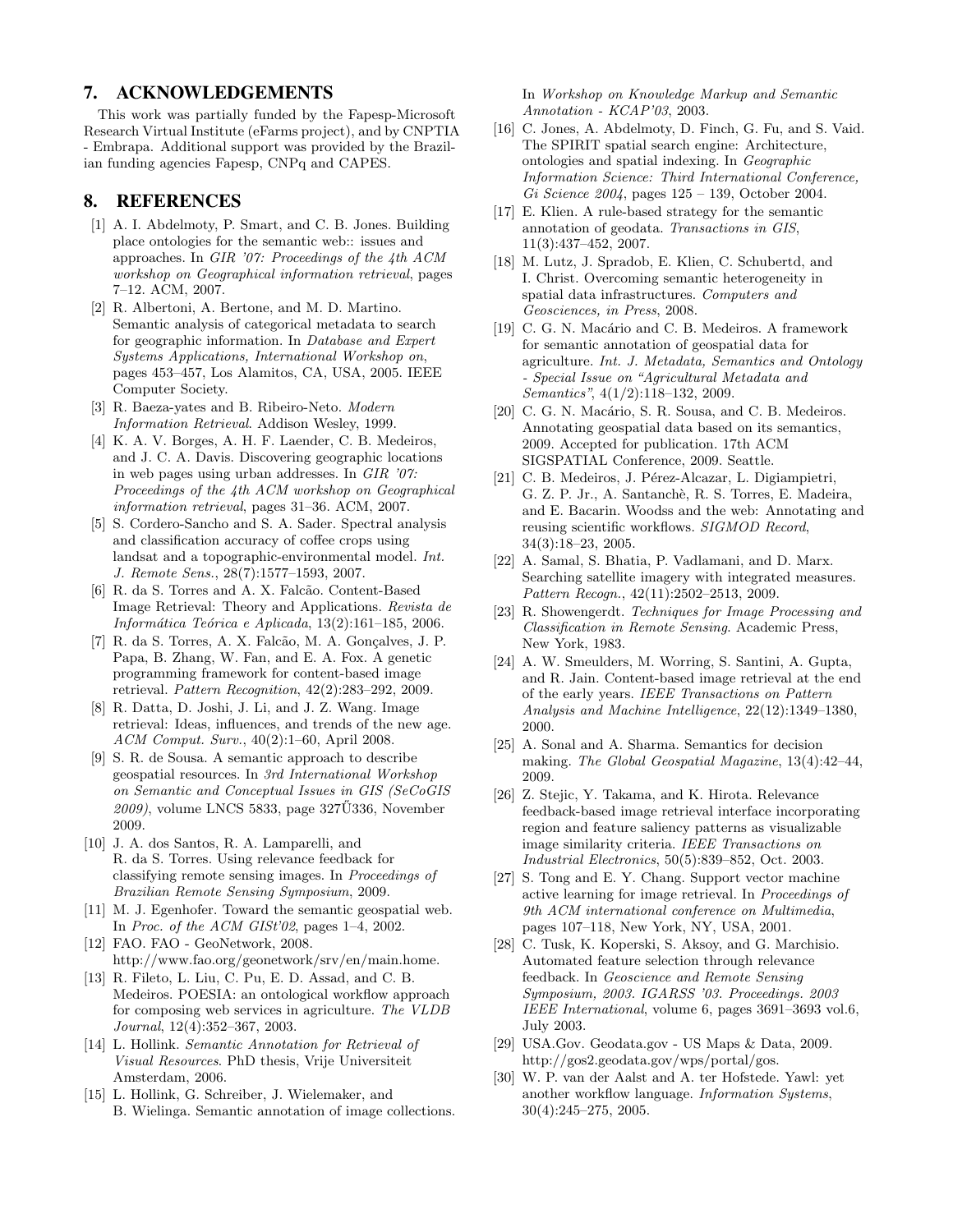## 7. ACKNOWLEDGEMENTS

This work was partially funded by the Fapesp-Microsoft Research Virtual Institute (eFarms project), and by CNPTIA - Embrapa. Additional support was provided by the Brazilian funding agencies Fapesp, CNPq and CAPES.

## 8. REFERENCES

[1] A. I. Abdelmoty, P. Smart, and C. B. Jones. Building place ontologies for the semantic web:: issues and approaches. In *GIR '07: Proceedings of the 4th ACM workshop on Geographical information retrieval*, pages 7–12. ACM, 2007.

[2] R. Albertoni, A. Bertone, and M. D. Martino. Semantic analysis of categorical metadata to search for geographic information. In *Database and Expert Systems Applications, International Workshop on*, pages 453–457, Los Alamitos, CA, USA, 2005. IEEE Computer Society.

[3] R. Baeza-yates and B. Ribeiro-Neto. *Modern Information Retrieval*. Addison Wesley, 1999.

[4] K. A. V. Borges, A. H. F. Laender, C. B. Medeiros, and J. C. A. Davis. Discovering geographic locations in web pages using urban addresses. In *GIR '07: Proceedings of the 4th ACM workshop on Geographical information retrieval*, pages 31–36. ACM, 2007.

[5] S. Cordero-Sancho and S. A. Sader. Spectral analysis and classification accuracy of coffee crops using landsat and a topographic-environmental model. *Int. J. Remote Sens.*, 28(7):1577–1593, 2007.

[6] R. da S. Torres and A. X. Falcão. Content-Based Image Retrieval: Theory and Applications. *Revista de Informática Teórica e Aplicada*, 13(2):161–185, 2006.

[7] R. da S. Torres, A. X. Falcão, M. A. Gonçalves, J. P. Papa, B. Zhang, W. Fan, and E. A. Fox. A genetic programming framework for content-based image retrieval. *Pattern Recognition*, 42(2):283–292, 2009.

[8] R. Datta, D. Joshi, J. Li, and J. Z. Wang. Image retrieval: Ideas, influences, and trends of the new age. *ACM Comput. Surv.*, 40(2):1–60, April 2008.

[9] S. R. de Sousa. A semantic approach to describe geospatial resources. In *3rd International Workshop on Semantic and Conceptual Issues in GIS (SeCoGIS 2009)*, volume LNCS 5833, page 327Ű336, November 2009.

[10] J. A. dos Santos, R. A. Lamparelli, and R. da S. Torres. Using relevance feedback for classifying remote sensing images. In *Proceedings of Brazilian Remote Sensing Symposium*, 2009.

[11] M. J. Egenhofer. Toward the semantic geospatial web. In *Proc. of the ACM GISt'02*, pages 1–4, 2002.

[12] FAO. FAO - GeoNetwork, 2008. http://www.fao.org/geonetwork/srv/en/main.home.

[13] R. Fileto, L. Liu, C. Pu, E. D. Assad, and C. B. Medeiros. POESIA: an ontological workflow approach for composing web services in agriculture. *The VLDB Journal*, 12(4):352–367, 2003.

[14] L. Hollink. *Semantic Annotation for Retrieval of Visual Resources*. PhD thesis, Vrije Universiteit Amsterdam, 2006.

[15] L. Hollink, G. Schreiber, J. Wielemaker, and B. Wielinga. Semantic annotation of image collections. In *Workshop on Knowledge Markup and Semantic Annotation - KCAP'03*, 2003.

[16] C. Jones, A. Abdelmoty, D. Finch, G. Fu, and S. Vaid. The SPIRIT spatial search engine: Architecture, ontologies and spatial indexing. In *Geographic Information Science: Third International Conference, Gi Science 2004*, pages 125 – 139, October 2004.

[17] E. Klien. A rule-based strategy for the semantic annotation of geodata. *Transactions in GIS*, 11(3):437–452, 2007.

[18] M. Lutz, J. Spradob, E. Klien, C. Schubertd, and I. Christ. Overcoming semantic heterogeneity in spatial data infrastructures. *Computers and Geosciences, in Press*, 2008.

[19] C. G. N. Macário and C. B. Medeiros. A framework for semantic annotation of geospatial data for agriculture. *Int. J. Metadata, Semantics and Ontology - Special Issue on "Agricultural Metadata and Semantics"*, 4(1/2):118–132, 2009.

[20] C. G. N. Macário, S. R. Sousa, and C. B. Medeiros. Annotating geospatial data based on its semantics, 2009. Accepted for publication. 17th ACM SIGSPATIAL Conference, 2009. Seattle.

[21] C. B. Medeiros, J. Pérez-Alcazar, L. Digiampietri, G. Z. P. Jr., A. Santanchè, R. S. Torres, E. Madeira, and E. Bacarin. Woodss and the web: Annotating and reusing scientific workflows. *SIGMOD Record*, 34(3):18–23, 2005.

[22] A. Samal, S. Bhatia, P. Vadlamani, and D. Marx. Searching satellite imagery with integrated measures. *Pattern Recogn.*, 42(11):2502–2513, 2009.

[23] R. Showengerdt. *Techniques for Image Processing and Classification in Remote Sensing*. Academic Press, New York, 1983.

[24] A. W. Smeulders, M. Worring, S. Santini, A. Gupta, and R. Jain. Content-based image retrieval at the end of the early years. *IEEE Transactions on Pattern Analysis and Machine Intelligence*, 22(12):1349–1380, 2000.

[25] A. Sonal and A. Sharma. Semantics for decision making. *The Global Geospatial Magazine*, 13(4):42–44, 2009.

[26] Z. Stejic, Y. Takama, and K. Hirota. Relevance feedback-based image retrieval interface incorporating region and feature saliency patterns as visualizable image similarity criteria. *IEEE Transactions on Industrial Electronics*, 50(5):839–852, Oct. 2003.

[27] S. Tong and E. Y. Chang. Support vector machine active learning for image retrieval. In *Proceedings of 9th ACM international conference on Multimedia*, pages 107–118, New York, NY, USA, 2001.

[28] C. Tusk, K. Koperski, S. Aksoy, and G. Marchisio. Automated feature selection through relevance feedback. In *Geoscience and Remote Sensing Symposium, 2003. IGARSS '03. Proceedings. 2003 IEEE International*, volume 6, pages 3691–3693 vol.6, July 2003.

[29] USA.Gov. Geodata.gov - US Maps & Data, 2009. http://gos2.geodata.gov/wps/portal/gos.

[30] W. P. van der Aalst and A. ter Hofstede. Yawl: yet another workflow language. *Information Systems*, 30(4):245–275, 2005.